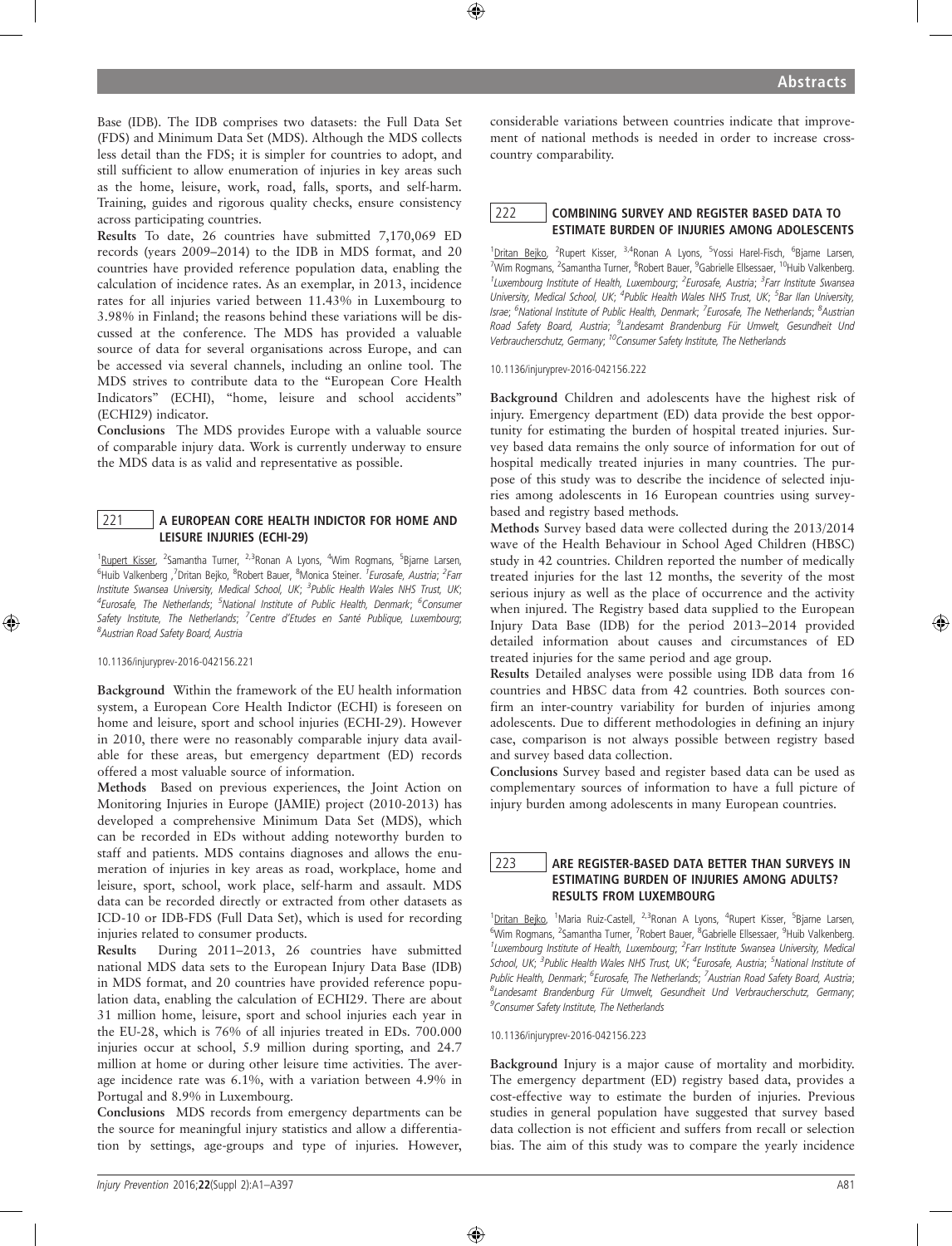Base (IDB). The IDB comprises two datasets: the Full Data Set (FDS) and Minimum Data Set (MDS). Although the MDS collects less detail than the FDS; it is simpler for countries to adopt, and still sufficient to allow enumeration of injuries in key areas such as the home, leisure, work, road, falls, sports, and self-harm. Training, guides and rigorous quality checks, ensure consistency across participating countries.

**Results** To date, 26 countries have submitted 7,170,069 ED records (years 2009–2014) to the IDB in MDS format, and 20 countries have provided reference population data, enabling the calculation of incidence rates. As an exemplar, in 2013, incidence rates for all injuries varied between 11.43% in Luxembourg to 3.98% in Finland; the reasons behind these variations will be discussed at the conference. The MDS has provided a valuable source of data for several organisations across Europe, and can be accessed via several channels, including an online tool. The MDS strives to contribute data to the "European Core Health Indicators" (ECHI), "home, leisure and school accidents" (ECHI29) indicator.

**Conclusions** The MDS provides Europe with a valuable source of comparable injury data. Work is currently underway to ensure the MDS data is as valid and representative as possible.

## 221 A EUROPEAN CORE HEALTH INDICTOR FOR HOME AND LEISURE INJURIES (ECHI-29)

[1]Rupert Kisser, [2]Samantha Turner, [2,3]Ronan A Lyons, [4]Wim Rogmans, [5]Bjarne Larsen, [6]Huib Valkenberg, [7]Dritan Bejko, [8]Robert Bauer, [8]Monica Steiner. [1]*Eurosafe, Austria;* [2]*Farr Institute Swansea University, Medical School, UK;* [3]*Public Health Wales NHS Trust, UK;* [4]*Eurosafe, The Netherlands;* [5]*National Institute of Public Health, Denmark;* [6]*Consumer Safety Institute, The Netherlands;* [7]*Centre d'Etudes en Santé Publique, Luxembourg;* [8]*Austrian Road Safety Board, Austria*

10.1136/injuryprev-2016-042156.221

**Background** Within the framework of the EU health information system, a European Core Health Indictor (ECHI) is foreseen on home and leisure, sport and school injuries (ECHI-29). However in 2010, there were no reasonably comparable injury data available for these areas, but emergency department (ED) records offered a most valuable source of information.

**Methods** Based on previous experiences, the Joint Action on Monitoring Injuries in Europe (JAMIE) project (2010-2013) has developed a comprehensive Minimum Data Set (MDS), which can be recorded in EDs without adding noteworthy burden to staff and patients. MDS contains diagnoses and allows the enumeration of injuries in key areas as road, workplace, home and leisure, sport, school, work place, self-harm and assault. MDS data can be recorded directly or extracted from other datasets as ICD-10 or IDB-FDS (Full Data Set), which is used for recording injuries related to consumer products.

**Results** During 2011–2013, 26 countries have submitted national MDS data sets to the European Injury Data Base (IDB) in MDS format, and 20 countries have provided reference population data, enabling the calculation of ECHI29. There are about 31 million home, leisure, sport and school injuries each year in the EU-28, which is 76% of all injuries treated in EDs. 700.000 injuries occur at school, 5.9 million during sporting, and 24.7 million at home or during other leisure time activities. The average incidence rate was 6.1%, with a variation between 4.9% in Portugal and 8.9% in Luxembourg.

**Conclusions** MDS records from emergency departments can be the source for meaningful injury statistics and allow a differentiation by settings, age-groups and type of injuries. However, considerable variations between countries indicate that improvement of national methods is needed in order to increase cross-country comparability.

## 222 COMBINING SURVEY AND REGISTER BASED DATA TO ESTIMATE BURDEN OF INJURIES AMONG ADOLESCENTS

[1]Dritan Bejko, [2]Rupert Kisser, [3,4]Ronan A Lyons, [5]Yossi Harel-Fisch, [6]Bjarne Larsen, [7]Wim Rogmans, [2]Samantha Turner, [8]Robert Bauer, [9]Gabrielle Ellsessaer, [10]Huib Valkenberg. [1]*Luxembourg Institute of Health, Luxembourg;* [2]*Eurosafe, Austria;* [3]*Farr Institute Swansea University, Medical School, UK;* [4]*Public Health Wales NHS Trust, UK;* [5]*Bar Ilan University, Israe;* [6]*National Institute of Public Health, Denmark;* [7]*Eurosafe, The Netherlands;* [8]*Austrian Road Safety Board, Austria;* [9]*Landesamt Brandenburg Für Umwelt, Gesundheit Und Verbraucherschutz, Germany;* [10]*Consumer Safety Institute, The Netherlands*

10.1136/injuryprev-2016-042156.222

**Background** Children and adolescents have the highest risk of injury. Emergency department (ED) data provide the best opportunity for estimating the burden of hospital treated injuries. Survey based data remains the only source of information for out of hospital medically treated injuries in many countries. The purpose of this study was to describe the incidence of selected injuries among adolescents in 16 European countries using survey-based and registry based methods.

**Methods** Survey based data were collected during the 2013/2014 wave of the Health Behaviour in School Aged Children (HBSC) study in 42 countries. Children reported the number of medically treated injuries for the last 12 months, the severity of the most serious injury as well as the place of occurrence and the activity when injured. The Registry based data supplied to the European Injury Data Base (IDB) for the period 2013–2014 provided detailed information about causes and circumstances of ED treated injuries for the same period and age group.

**Results** Detailed analyses were possible using IDB data from 16 countries and HBSC data from 42 countries. Both sources confirm an inter-country variability for burden of injuries among adolescents. Due to different methodologies in defining an injury case, comparison is not always possible between registry based and survey based data collection.

**Conclusions** Survey based and register based data can be used as complementary sources of information to have a full picture of injury burden among adolescents in many European countries.

## 223 ARE REGISTER-BASED DATA BETTER THAN SURVEYS IN ESTIMATING BURDEN OF INJURIES AMONG ADULTS? RESULTS FROM LUXEMBOURG

[1]Dritan Bejko, [1]Maria Ruiz-Castell, [2,3]Ronan A Lyons, [4]Rupert Kisser, [5]Bjarne Larsen, [6]Wim Rogmans, [2]Samantha Turner, [7]Robert Bauer, [8]Gabrielle Ellsessaer, [9]Huib Valkenberg. [1]*Luxembourg Institute of Health, Luxembourg;* [2]*Farr Institute Swansea University, Medical School, UK;* [3]*Public Health Wales NHS Trust, UK;* [4]*Eurosafe, Austria;* [5]*National Institute of Public Health, Denmark;* [6]*Eurosafe, The Netherlands;* [7]*Austrian Road Safety Board, Austria;* [8]*Landesamt Brandenburg Für Umwelt, Gesundheit Und Verbraucherschutz, Germany;* [9]*Consumer Safety Institute, The Netherlands*

10.1136/injuryprev-2016-042156.223

**Background** Injury is a major cause of mortality and morbidity. The emergency department (ED) registry based data, provides a cost-effective way to estimate the burden of injuries. Previous studies in general population have suggested that survey based data collection is not efficient and suffers from recall or selection bias. The aim of this study was to compare the yearly incidence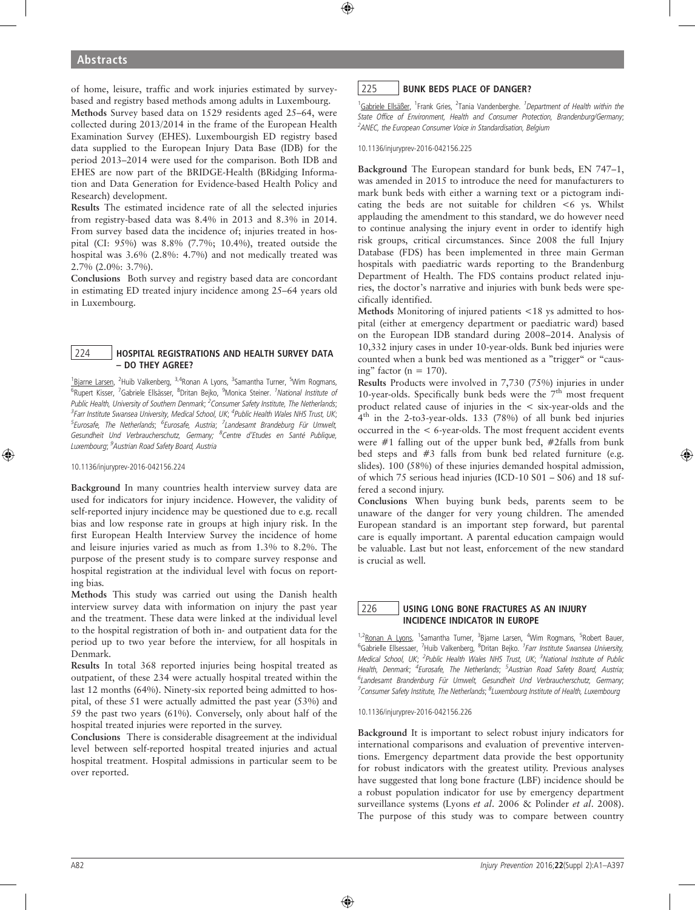of home, leisure, traffic and work injuries estimated by survey-based and registry based methods among adults in Luxembourg.

**Methods** Survey based data on 1529 residents aged 25–64, were collected during 2013/2014 in the frame of the European Health Examination Survey (EHES). Luxembourgish ED registry based data supplied to the European Injury Data Base (IDB) for the period 2013–2014 were used for the comparison. Both IDB and EHES are now part of the BRIDGE-Health (BRidging Information and Data Generation for Evidence-based Health Policy and Research) development.

**Results** The estimated incidence rate of all the selected injuries from registry-based data was 8.4% in 2013 and 8.3% in 2014. From survey based data the incidence of; injuries treated in hospital (CI: 95%) was 8.8% (7.7%; 10.4%), treated outside the hospital was 3.6% (2.8%: 4.7%) and not medically treated was 2.7% (2.0%: 3.7%).

**Conclusions** Both survey and registry based data are concordant in estimating ED treated injury incidence among 25–64 years old in Luxembourg.

## 224 HOSPITAL REGISTRATIONS AND HEALTH SURVEY DATA – DO THEY AGREE?

[1]Bjarne Larsen, [2]Huib Valkenberg, [3,4]Ronan A Lyons, [3]Samantha Turner, [5]Wim Rogmans, [6]Rupert Kisser, [7]Gabriele Ellsässer, [8]Dritan Bejko, [9]Monica Steiner. [1]*National Institute of Public Health, University of Southern Denmark;* [2]*Consumer Safety Institute, The Netherlands;* [3]*Farr Institute Swansea University, Medical School, UK;* [4]*Public Health Wales NHS Trust, UK;* [5]*Eurosafe, The Netherlands;* [6]*Eurosafe, Austria;* [7]*Landesamt Brandeburg Für Umwelt, Gesundheit Und Verbraucherschutz, Germany;* [8]*Centre d'Etudes en Santé Publique, Luxembourg;* [9]*Austrian Road Safety Board, Austria*

10.1136/injuryprev-2016-042156.224

**Background** In many countries health interview survey data are used for indicators for injury incidence. However, the validity of self-reported injury incidence may be questioned due to e.g. recall bias and low response rate in groups at high injury risk. In the first European Health Interview Survey the incidence of home and leisure injuries varied as much as from 1.3% to 8.2%. The purpose of the present study is to compare survey response and hospital registration at the individual level with focus on reporting bias.

**Methods** This study was carried out using the Danish health interview survey data with information on injury the past year and the treatment. These data were linked at the individual level to the hospital registration of both in- and outpatient data for the period up to two year before the interview, for all hospitals in Denmark.

**Results** In total 368 reported injuries being hospital treated as outpatient, of these 234 were actually hospital treated within the last 12 months (64%). Ninety-six reported being admitted to hospital, of these 51 were actually admitted the past year (53%) and 59 the past two years (61%). Conversely, only about half of the hospital treated injuries were reported in the survey.

**Conclusions** There is considerable disagreement at the individual level between self-reported hospital treated injuries and actual hospital treatment. Hospital admissions in particular seem to be over reported.

## 225 BUNK BEDS PLACE OF DANGER?

[1]Gabriele Ellsäßer, [1]Frank Gries, [2]Tania Vandenberghe. [1]*Department of Health within the State Office of Environment, Health and Consumer Protection, Brandenburg/Germany;* [2]*ANEC, the European Consumer Voice in Standardisation, Belgium*

10.1136/injuryprev-2016-042156.225

**Background** The European standard for bunk beds, EN 747–1, was amended in 2015 to introduce the need for manufacturers to mark bunk beds with either a warning text or a pictogram indicating the beds are not suitable for children <6 ys. Whilst applauding the amendment to this standard, we do however need to continue analysing the injury event in order to identify high risk groups, critical circumstances. Since 2008 the full Injury Database (FDS) has been implemented in three main German hospitals with paediatric wards reporting to the Brandenburg Department of Health. The FDS contains product related injuries, the doctor's narrative and injuries with bunk beds were specifically identified.

**Methods** Monitoring of injured patients <18 ys admitted to hospital (either at emergency department or paediatric ward) based on the European IDB standard during 2008–2014. Analysis of 10,332 injury cases in under 10-year-olds. Bunk bed injuries were counted when a bunk bed was mentioned as a "trigger" or "causing" factor (n = 170).

**Results** Products were involved in 7,730 (75%) injuries in under 10-year-olds. Specifically bunk beds were the 7th most frequent product related cause of injuries in the < six-year-olds and the 4th in the 2-to3-year-olds. 133 (78%) of all bunk bed injuries occurred in the < 6-year-olds. The most frequent accident events were #1 falling out of the upper bunk bed, #2falls from bunk bed steps and #3 falls from bunk bed related furniture (e.g. slides). 100 (58%) of these injuries demanded hospital admission, of which 75 serious head injuries (ICD-10 S01 – S06) and 18 suffered a second injury.

**Conclusions** When buying bunk beds, parents seem to be unaware of the danger for very young children. The amended European standard is an important step forward, but parental care is equally important. A parental education campaign would be valuable. Last but not least, enforcement of the new standard is crucial as well.

## 226 USING LONG BONE FRACTURES AS AN INJURY INCIDENCE INDICATOR IN EUROPE

[1,2]Ronan A Lyons, [1]Samantha Turner, [3]Bjarne Larsen, [4]Wim Rogmans, [5]Robert Bauer, [6]Gabrielle Ellsessaer, [7]Huib Valkenberg, [8]Dritan Bejko. [1]*Farr Institute Swansea University, Medical School, UK;* [2]*Public Health Wales NHS Trust, UK;* [3]*National Institute of Public Health, Denmark;* [4]*Eurosafe, The Netherlands;* [5]*Austrian Road Safety Board, Austria;* [6]*Landesamt Brandenburg Für Umwelt, Gesundheit Und Verbraucherschutz, Germany;* [7]*Consumer Safety Institute, The Netherlands;* [8]*Luxembourg Institute of Health, Luxembourg*

10.1136/injuryprev-2016-042156.226

**Background** It is important to select robust injury indicators for international comparisons and evaluation of preventive interventions. Emergency department data provide the best opportunity for robust indicators with the greatest utility. Previous analyses have suggested that long bone fracture (LBF) incidence should be a robust population indicator for use by emergency department surveillance systems (Lyons *et al*. 2006 & Polinder *et al*. 2008). The purpose of this study was to compare between country